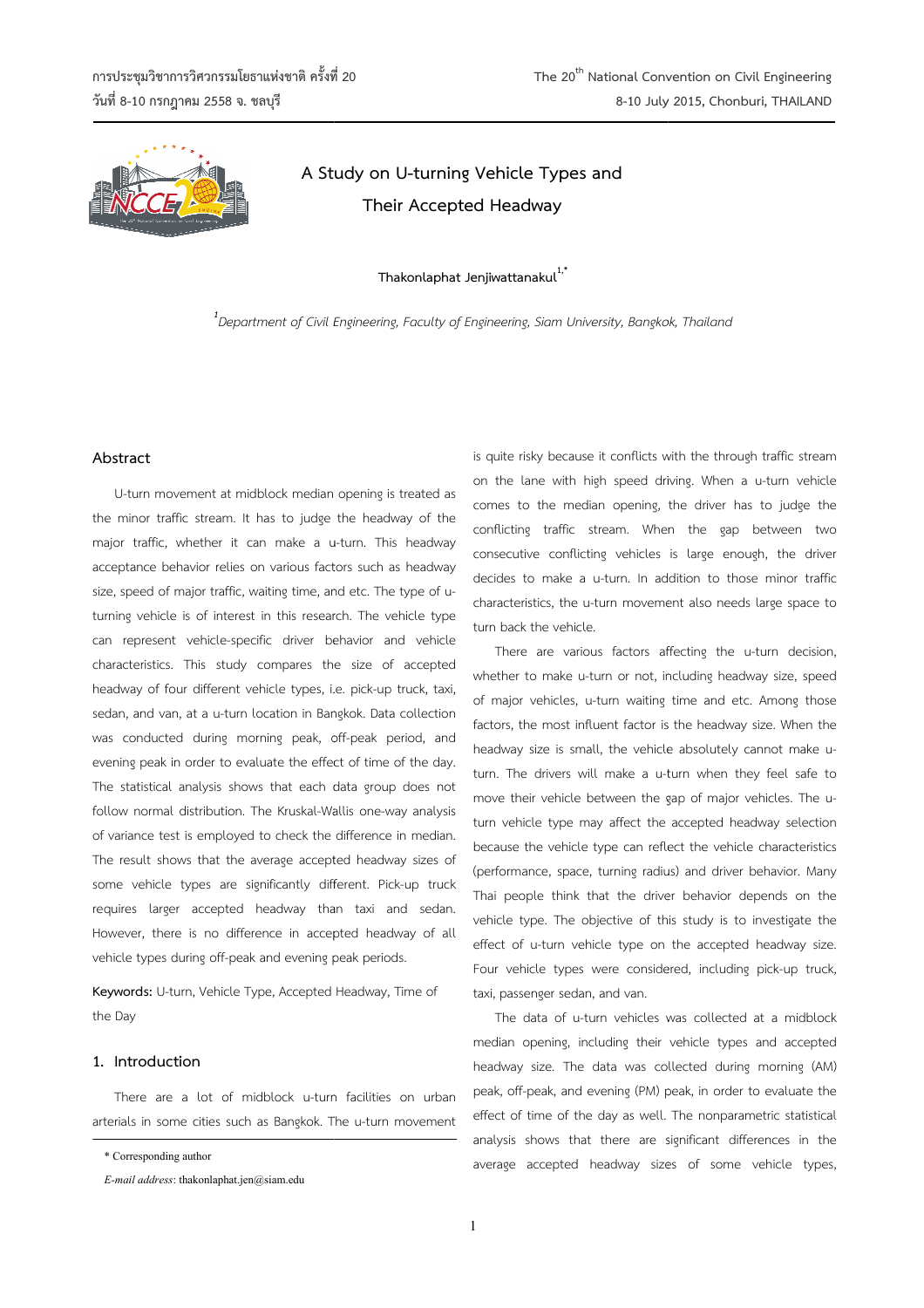# A Study on U-turning Vehicle Types and Their Accepted Headway

**Thakonlaphat Jenjiwattanakul[1,*]**

*[1]Department of Civil Engineering, Faculty of Engineering, Siam University, Bangkok, Thailand*

## Abstract

U-turn movement at midblock median opening is treated as the minor traffic stream. It has to judge the headway of the major traffic, whether it can make a u-turn. This headway acceptance behavior relies on various factors such as headway size, speed of major traffic, waiting time, and etc. The type of u-turning vehicle is of interest in this research. The vehicle type can represent vehicle-specific driver behavior and vehicle characteristics. This study compares the size of accepted headway of four different vehicle types, i.e. pick-up truck, taxi, sedan, and van, at a u-turn location in Bangkok. Data collection was conducted during morning peak, off-peak period, and evening peak in order to evaluate the effect of time of the day. The statistical analysis shows that each data group does not follow normal distribution. The Kruskal-Wallis one-way analysis of variance test is employed to check the difference in median. The result shows that the average accepted headway sizes of some vehicle types are significantly different. Pick-up truck requires larger accepted headway than taxi and sedan. However, there is no difference in accepted headway of all vehicle types during off-peak and evening peak periods.

**Keywords:** U-turn, Vehicle Type, Accepted Headway, Time of the Day

## 1. Introduction

There are a lot of midblock u-turn facilities on urban arterials in some cities such as Bangkok. The u-turn movement is quite risky because it conflicts with the through traffic stream on the lane with high speed driving. When a u-turn vehicle comes to the median opening, the driver has to judge the conflicting traffic stream. When the gap between two consecutive conflicting vehicles is large enough, the driver decides to make a u-turn. In addition to those minor traffic characteristics, the u-turn movement also needs large space to turn back the vehicle.

There are various factors affecting the u-turn decision, whether to make u-turn or not, including headway size, speed of major vehicles, u-turn waiting time and etc. Among those factors, the most influent factor is the headway size. When the headway size is small, the vehicle absolutely cannot make u-turn. The drivers will make a u-turn when they feel safe to move their vehicle between the gap of major vehicles. The u-turn vehicle type may affect the accepted headway selection because the vehicle type can reflect the vehicle characteristics (performance, space, turning radius) and driver behavior. Many Thai people think that the driver behavior depends on the vehicle type. The objective of this study is to investigate the effect of u-turn vehicle type on the accepted headway size. Four vehicle types were considered, including pick-up truck, taxi, passenger sedan, and van.

The data of u-turn vehicles was collected at a midblock median opening, including their vehicle types and accepted headway size. The data was collected during morning (AM) peak, off-peak, and evening (PM) peak, in order to evaluate the effect of time of the day as well. The nonparametric statistical analysis shows that there are significant differences in the average accepted headway sizes of some vehicle types,

\* Corresponding author

*E-mail address*: thakonlaphat.jen@siam.edu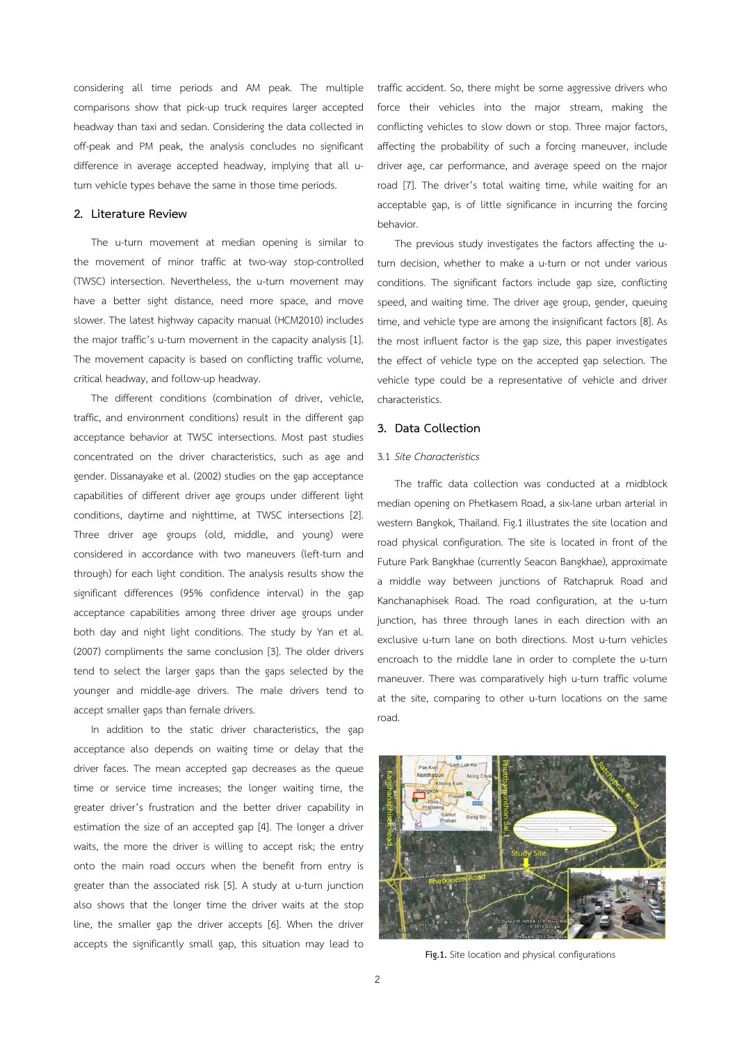considering all time periods and AM peak. The multiple comparisons show that pick-up truck requires larger accepted headway than taxi and sedan. Considering the data collected in off-peak and PM peak, the analysis concludes no significant difference in average accepted headway, implying that all u-turn vehicle types behave the same in those time periods.

## 2. Literature Review

The u-turn movement at median opening is similar to the movement of minor traffic at two-way stop-controlled (TWSC) intersection. Nevertheless, the u-turn movement may have a better sight distance, need more space, and move slower. The latest highway capacity manual (HCM2010) includes the major traffic's u-turn movement in the capacity analysis [1]. The movement capacity is based on conflicting traffic volume, critical headway, and follow-up headway.

The different conditions (combination of driver, vehicle, traffic, and environment conditions) result in the different gap acceptance behavior at TWSC intersections. Most past studies concentrated on the driver characteristics, such as age and gender. Dissanayake et al. (2002) studies on the gap acceptance capabilities of different driver age groups under different light conditions, daytime and nighttime, at TWSC intersections [2]. Three driver age groups (old, middle, and young) were considered in accordance with two maneuvers (left-turn and through) for each light condition. The analysis results show the significant differences (95% confidence interval) in the gap acceptance capabilities among three driver age groups under both day and night light conditions. The study by Yan et al. (2007) compliments the same conclusion [3]. The older drivers tend to select the larger gaps than the gaps selected by the younger and middle-age drivers. The male drivers tend to accept smaller gaps than female drivers.

In addition to the static driver characteristics, the gap acceptance also depends on waiting time or delay that the driver faces. The mean accepted gap decreases as the queue time or service time increases; the longer waiting time, the greater driver's frustration and the better driver capability in estimation the size of an accepted gap [4]. The longer a driver waits, the more the driver is willing to accept risk; the entry onto the main road occurs when the benefit from entry is greater than the associated risk [5]. A study at u-turn junction also shows that the longer time the driver waits at the stop line, the smaller gap the driver accepts [6]. When the driver accepts the significantly small gap, this situation may lead to traffic accident. So, there might be some aggressive drivers who force their vehicles into the major stream, making the conflicting vehicles to slow down or stop. Three major factors, affecting the probability of such a forcing maneuver, include driver age, car performance, and average speed on the major road [7]. The driver's total waiting time, while waiting for an acceptable gap, is of little significance in incurring the forcing behavior.

The previous study investigates the factors affecting the u-turn decision, whether to make a u-turn or not under various conditions. The significant factors include gap size, conflicting speed, and waiting time. The driver age group, gender, queuing time, and vehicle type are among the insignificant factors [8]. As the most influent factor is the gap size, this paper investigates the effect of vehicle type on the accepted gap selection. The vehicle type could be a representative of vehicle and driver characteristics.

## 3. Data Collection

### 3.1 *Site Characteristics*

The traffic data collection was conducted at a midblock median opening on Phetkasem Road, a six-lane urban arterial in western Bangkok, Thailand. Fig.1 illustrates the site location and road physical configuration. The site is located in front of the Future Park Bangkhae (currently Seacon Bangkhae), approximate a middle way between junctions of Ratchapruk Road and Kanchanaphisek Road. The road configuration, at the u-turn junction, has three through lanes in each direction with an exclusive u-turn lane on both directions. Most u-turn vehicles encroach to the middle lane in order to complete the u-turn maneuver. There was comparatively high u-turn traffic volume at the site, comparing to other u-turn locations on the same road.

**Fig.1.** Site location and physical configurations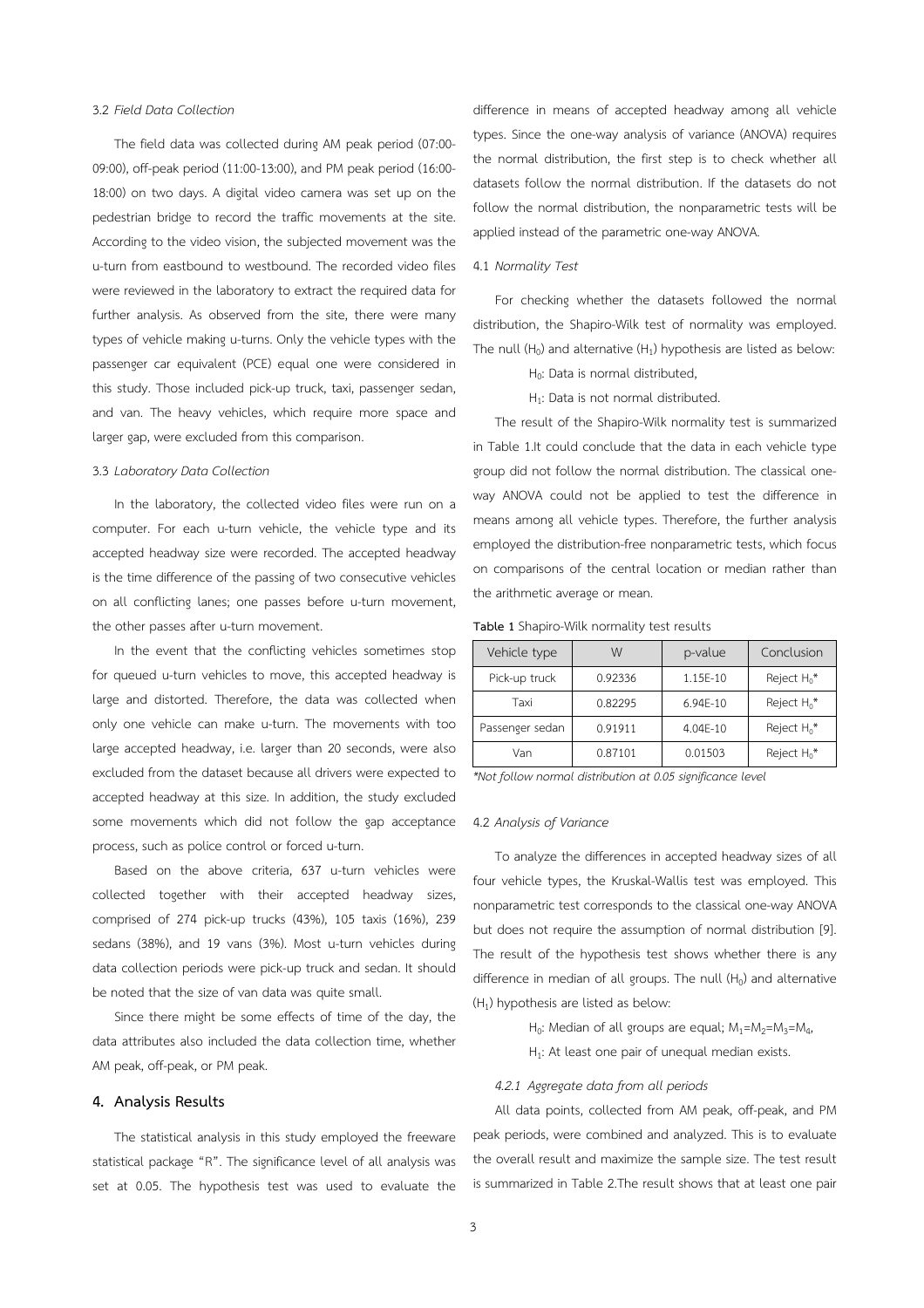### 3.2 *Field Data Collection*

The field data was collected during AM peak period (07:00-09:00), off-peak period (11:00-13:00), and PM peak period (16:00-18:00) on two days. A digital video camera was set up on the pedestrian bridge to record the traffic movements at the site. According to the video vision, the subjected movement was the u-turn from eastbound to westbound. The recorded video files were reviewed in the laboratory to extract the required data for further analysis. As observed from the site, there were many types of vehicle making u-turns. Only the vehicle types with the passenger car equivalent (PCE) equal one were considered in this study. Those included pick-up truck, taxi, passenger sedan, and van. The heavy vehicles, which require more space and larger gap, were excluded from this comparison.

### 3.3 *Laboratory Data Collection*

In the laboratory, the collected video files were run on a computer. For each u-turn vehicle, the vehicle type and its accepted headway size were recorded. The accepted headway is the time difference of the passing of two consecutive vehicles on all conflicting lanes; one passes before u-turn movement, the other passes after u-turn movement.

In the event that the conflicting vehicles sometimes stop for queued u-turn vehicles to move, this accepted headway is large and distorted. Therefore, the data was collected when only one vehicle can make u-turn. The movements with too large accepted headway, i.e. larger than 20 seconds, were also excluded from the dataset because all drivers were expected to accepted headway at this size. In addition, the study excluded some movements which did not follow the gap acceptance process, such as police control or forced u-turn.

Based on the above criteria, 637 u-turn vehicles were collected together with their accepted headway sizes, comprised of 274 pick-up trucks (43%), 105 taxis (16%), 239 sedans (38%), and 19 vans (3%). Most u-turn vehicles during data collection periods were pick-up truck and sedan. It should be noted that the size of van data was quite small.

Since there might be some effects of time of the day, the data attributes also included the data collection time, whether AM peak, off-peak, or PM peak.

## 4. Analysis Results

The statistical analysis in this study employed the freeware statistical package "R". The significance level of all analysis was set at 0.05. The hypothesis test was used to evaluate the difference in means of accepted headway among all vehicle types. Since the one-way analysis of variance (ANOVA) requires the normal distribution, the first step is to check whether all datasets follow the normal distribution. If the datasets do not follow the normal distribution, the nonparametric tests will be applied instead of the parametric one-way ANOVA.

### 4.1 *Normality Test*

For checking whether the datasets followed the normal distribution, the Shapiro-Wilk test of normality was employed. The null ($H_0$) and alternative ($H_1$) hypothesis are listed as below:

$H_0$: Data is normal distributed,

$H_1$: Data is not normal distributed.

The result of the Shapiro-Wilk normality test is summarized in Table 1.It could conclude that the data in each vehicle type group did not follow the normal distribution. The classical one-way ANOVA could not be applied to test the difference in means among all vehicle types. Therefore, the further analysis employed the distribution-free nonparametric tests, which focus on comparisons of the central location or median rather than the arithmetic average or mean.

**Table 1** Shapiro-Wilk normality test results

| Vehicle type | W | p-value | Conclusion |
|---|---|---|---|
| Pick-up truck | 0.92336 | 1.15E-10 | Reject $H_0$* |
| Taxi | 0.82295 | 6.94E-10 | Reject $H_0$* |
| Passenger sedan | 0.91911 | 4.04E-10 | Reject $H_0$* |
| Van | 0.87101 | 0.01503 | Reject $H_0$* |

*\*Not follow normal distribution at 0.05 significance level*

### 4.2 *Analysis of Variance*

To analyze the differences in accepted headway sizes of all four vehicle types, the Kruskal-Wallis test was employed. This nonparametric test corresponds to the classical one-way ANOVA but does not require the assumption of normal distribution [9]. The result of the hypothesis test shows whether there is any difference in median of all groups. The null ($H_0$) and alternative ($H_1$) hypothesis are listed as below:

$H_0$: Median of all groups are equal; $M_1=M_2=M_3=M_4$,

$H_1$: At least one pair of unequal median exists.

#### *4.2.1 Aggregate data from all periods*

All data points, collected from AM peak, off-peak, and PM peak periods, were combined and analyzed. This is to evaluate the overall result and maximize the sample size. The test result is summarized in Table 2.The result shows that at least one pair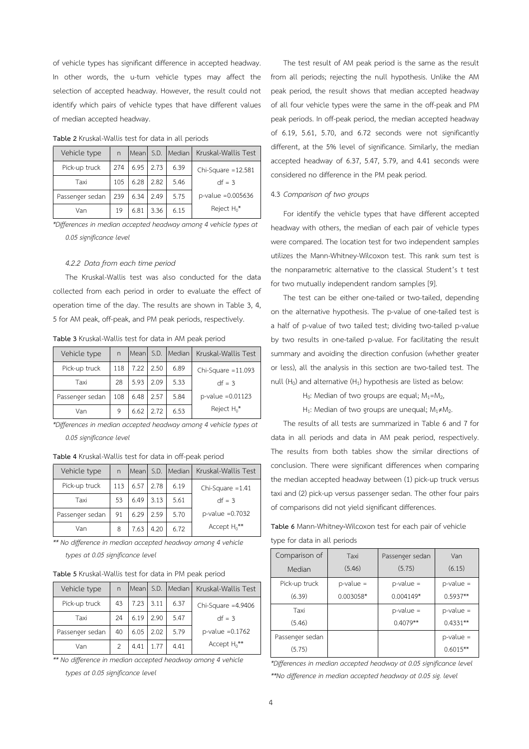of vehicle types has significant difference in accepted headway. In other words, the u-turn vehicle types may affect the selection of accepted headway. However, the result could not identify which pairs of vehicle types that have different values of median accepted headway.

**Table 2** Kruskal-Wallis test for data in all periods

| Vehicle type | n | Mean | S.D. | Median | Kruskal-Wallis Test |
|---|---|---|---|---|---|
| Pick-up truck | 274 | 6.95 | 2.73 | 6.39 | Chi-Square =12.581 |
| Taxi | 105 | 6.28 | 2.82 | 5.46 | df = 3 |
| Passenger sedan | 239 | 6.34 | 2.49 | 5.75 | p-value =0.005636 |
| Van | 19 | 6.81 | 3.36 | 6.15 | Reject $H_0$* |

*\*Differences in median accepted headway among 4 vehicle types at 0.05 significance level*

#### *4.2.2 Data from each time period*

The Kruskal-Wallis test was also conducted for the data collected from each period in order to evaluate the effect of operation time of the day. The results are shown in Table 3, 4, 5 for AM peak, off-peak, and PM peak periods, respectively.

**Table 3** Kruskal-Wallis test for data in AM peak period

| Vehicle type | n | Mean | S.D. | Median | Kruskal-Wallis Test |
|---|---|---|---|---|---|
| Pick-up truck | 118 | 7.22 | 2.50 | 6.89 | Chi-Square =11.093 |
| Taxi | 28 | 5.93 | 2.09 | 5.33 | df = 3 |
| Passenger sedan | 108 | 6.48 | 2.57 | 5.84 | p-value =0.01123 |
| Van | 9 | 6.62 | 2.72 | 6.53 | Reject $H_0$* |

*\*Differences in median accepted headway among 4 vehicle types at 0.05 significance level*

**Table 4** Kruskal-Wallis test for data in off-peak period

| Vehicle type | n | Mean | S.D. | Median | Kruskal-Wallis Test |
|---|---|---|---|---|---|
| Pick-up truck | 113 | 6.57 | 2.78 | 6.19 | Chi-Square =1.41 |
| Taxi | 53 | 6.49 | 3.13 | 5.61 | df = 3 |
| Passenger sedan | 91 | 6.29 | 2.59 | 5.70 | p-value =0.7032 |
| Van | 8 | 7.63 | 4.20 | 6.72 | Accept $H_0$** |

*\*\* No difference in median accepted headway among 4 vehicle types at 0.05 significance level*

**Table 5** Kruskal-Wallis test for data in PM peak period

| Vehicle type | n | Mean | S.D. | Median | Kruskal-Wallis Test |
|---|---|---|---|---|---|
| Pick-up truck | 43 | 7.23 | 3.11 | 6.37 | Chi-Square =4.9406 |
| Taxi | 24 | 6.19 | 2.90 | 5.47 | df = 3 |
| Passenger sedan | 40 | 6.05 | 2.02 | 5.79 | p-value =0.1762 |
| Van | 2 | 4.41 | 1.77 | 4.41 | Accept $H_0$** |

*\*\* No difference in median accepted headway among 4 vehicle types at 0.05 significance level*

The test result of AM peak period is the same as the result from all periods; rejecting the null hypothesis. Unlike the AM peak period, the result shows that median accepted headway of all four vehicle types were the same in the off-peak and PM peak periods. In off-peak period, the median accepted headway of 6.19, 5.61, 5.70, and 6.72 seconds were not significantly different, at the 5% level of significance. Similarly, the median accepted headway of 6.37, 5.47, 5.79, and 4.41 seconds were considered no difference in the PM peak period.

### 4.3 *Comparison of two groups*

For identify the vehicle types that have different accepted headway with others, the median of each pair of vehicle types were compared. The location test for two independent samples utilizes the Mann-Whitney-Wilcoxon test. This rank sum test is the nonparametric alternative to the classical Student's t test for two mutually independent random samples [9].

The test can be either one-tailed or two-tailed, depending on the alternative hypothesis. The p-value of one-tailed test is a half of p-value of two tailed test; dividing two-tailed p-value by two results in one-tailed p-value. For facilitating the result summary and avoiding the direction confusion (whether greater or less), all the analysis in this section are two-tailed test. The null ($H_0$) and alternative ($H_1$) hypothesis are listed as below:

$H_0$: Median of two groups are equal; $M_1$=$M_2$,

$H_1$: Median of two groups are unequal; $M_1 \neq M_2$.

The results of all tests are summarized in Table 6 and 7 for data in all periods and data in AM peak period, respectively. The results from both tables show the similar directions of conclusion. There were significant differences when comparing the median accepted headway between (1) pick-up truck versus taxi and (2) pick-up versus passenger sedan. The other four pairs of comparisons did not yield significant differences.

**Table 6** Mann-Whitney-Wilcoxon test for each pair of vehicle type for data in all periods

| Comparison of Median | Taxi (5.46) | Passenger sedan (5.75) | Van (6.15) |
|---|---|---|---|
| Pick-up truck (6.39) | p-value = 0.003058* | p-value = 0.004149* | p-value = 0.5937** |
| Taxi (5.46) | | p-value = 0.4079** | p-value = 0.4331** |
| Passenger sedan (5.75) | | | p-value = 0.6015** |

*\*Differences in median accepted headway at 0.05 significance level*

*\*\*No difference in median accepted headway at 0.05 sig. level*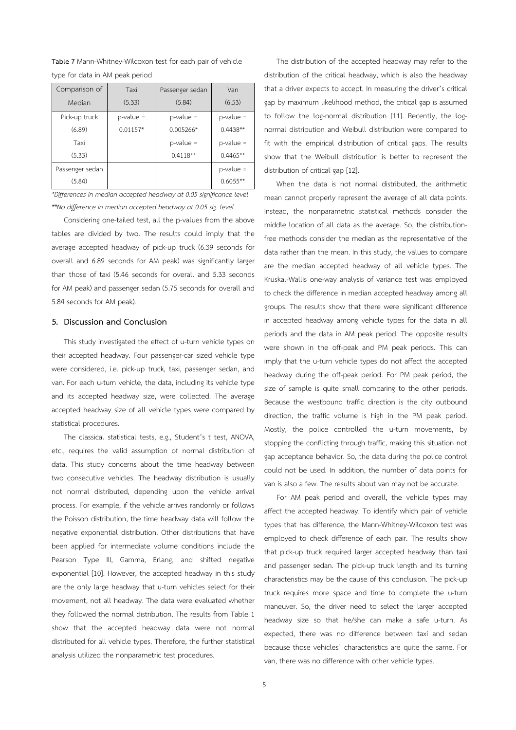**Table 7** Mann-Whitney-Wilcoxon test for each pair of vehicle type for data in AM peak period

| Comparison of Median | Taxi (5.33) | Passenger sedan (5.84) | Van (6.53) |
|---|---|---|---|
| Pick-up truck (6.89) | p-value = 0.01157* | p-value = 0.005266* | p-value = 0.4438** |
| Taxi (5.33) | | p-value = 0.4118** | p-value = 0.4465** |
| Passenger sedan (5.84) | | | p-value = 0.6055** |

*\*Differences in median accepted headway at 0.05 significance level*
*\*\*No difference in median accepted headway at 0.05 sig. level*

Considering one-tailed test, all the p-values from the above tables are divided by two. The results could imply that the average accepted headway of pick-up truck (6.39 seconds for overall and 6.89 seconds for AM peak) was significantly larger than those of taxi (5.46 seconds for overall and 5.33 seconds for AM peak) and passenger sedan (5.75 seconds for overall and 5.84 seconds for AM peak).

## 5. Discussion and Conclusion

This study investigated the effect of u-turn vehicle types on their accepted headway. Four passenger-car sized vehicle type were considered, i.e. pick-up truck, taxi, passenger sedan, and van. For each u-turn vehicle, the data, including its vehicle type and its accepted headway size, were collected. The average accepted headway size of all vehicle types were compared by statistical procedures.

The classical statistical tests, e.g., Student's t test, ANOVA, etc., requires the valid assumption of normal distribution of data. This study concerns about the time headway between two consecutive vehicles. The headway distribution is usually not normal distributed, depending upon the vehicle arrival process. For example, if the vehicle arrives randomly or follows the Poisson distribution, the time headway data will follow the negative exponential distribution. Other distributions that have been applied for intermediate volume conditions include the Pearson Type III, Gamma, Erlang, and shifted negative exponential [10]. However, the accepted headway in this study are the only large headway that u-turn vehicles select for their movement, not all headway. The data were evaluated whether they followed the normal distribution. The results from Table 1 show that the accepted headway data were not normal distributed for all vehicle types. Therefore, the further statistical analysis utilized the nonparametric test procedures.

The distribution of the accepted headway may refer to the distribution of the critical headway, which is also the headway that a driver expects to accept. In measuring the driver's critical gap by maximum likelihood method, the critical gap is assumed to follow the log-normal distribution [11]. Recently, the log-normal distribution and Weibull distribution were compared to fit with the empirical distribution of critical gaps. The results show that the Weibull distribution is better to represent the distribution of critical gap [12].

When the data is not normal distributed, the arithmetic mean cannot properly represent the average of all data points. Instead, the nonparametric statistical methods consider the middle location of all data as the average. So, the distribution-free methods consider the median as the representative of the data rather than the mean. In this study, the values to compare are the median accepted headway of all vehicle types. The Kruskal-Wallis one-way analysis of variance test was employed to check the difference in median accepted headway among all groups. The results show that there were significant difference in accepted headway among vehicle types for the data in all periods and the data in AM peak period. The opposite results were shown in the off-peak and PM peak periods. This can imply that the u-turn vehicle types do not affect the accepted headway during the off-peak period. For PM peak period, the size of sample is quite small comparing to the other periods. Because the westbound traffic direction is the city outbound direction, the traffic volume is high in the PM peak period. Mostly, the police controlled the u-turn movements, by stopping the conflicting through traffic, making this situation not gap acceptance behavior. So, the data during the police control could not be used. In addition, the number of data points for van is also a few. The results about van may not be accurate.

For AM peak period and overall, the vehicle types may affect the accepted headway. To identify which pair of vehicle types that has difference, the Mann-Whitney-Wilcoxon test was employed to check difference of each pair. The results show that pick-up truck required larger accepted headway than taxi and passenger sedan. The pick-up truck length and its turning characteristics may be the cause of this conclusion. The pick-up truck requires more space and time to complete the u-turn maneuver. So, the driver need to select the larger accepted headway size so that he/she can make a safe u-turn. As expected, there was no difference between taxi and sedan because those vehicles' characteristics are quite the same. For van, there was no difference with other vehicle types.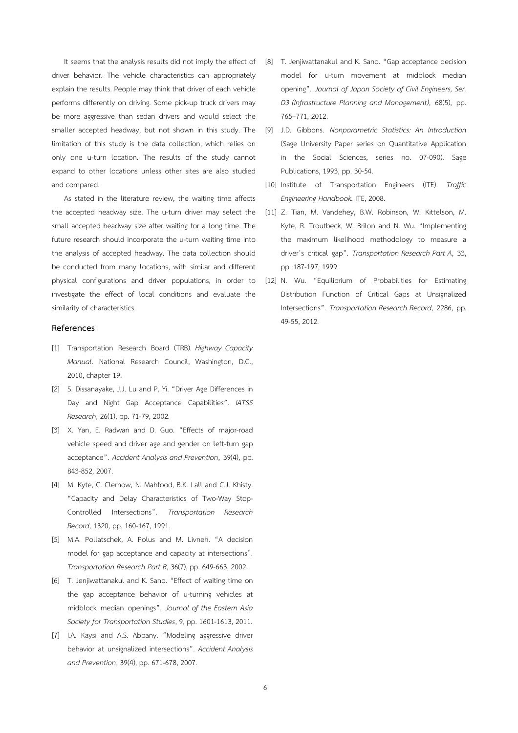It seems that the analysis results did not imply the effect of driver behavior. The vehicle characteristics can appropriately explain the results. People may think that driver of each vehicle performs differently on driving. Some pick-up truck drivers may be more aggressive than sedan drivers and would select the smaller accepted headway, but not shown in this study. The limitation of this study is the data collection, which relies on only one u-turn location. The results of the study cannot expand to other locations unless other sites are also studied and compared.

As stated in the literature review, the waiting time affects the accepted headway size. The u-turn driver may select the small accepted headway size after waiting for a long time. The future research should incorporate the u-turn waiting time into the analysis of accepted headway. The data collection should be conducted from many locations, with similar and different physical configurations and driver populations, in order to investigate the effect of local conditions and evaluate the similarity of characteristics.

## References

[1] Transportation Research Board (TRB). *Highway Capacity Manual*. National Research Council, Washington, D.C., 2010, chapter 19.

[2] S. Dissanayake, J.J. Lu and P. Yi. "Driver Age Differences in Day and Night Gap Acceptance Capabilities". *IATSS Research*, 26(1), pp. 71-79, 2002.

[3] X. Yan, E. Radwan and D. Guo. "Effects of major-road vehicle speed and driver age and gender on left-turn gap acceptance". *Accident Analysis and Prevention*, 39(4), pp. 843-852, 2007.

[4] M. Kyte, C. Clemow, N. Mahfood, B.K. Lall and C.J. Khisty. "Capacity and Delay Characteristics of Two-Way Stop-Controlled Intersections". *Transportation Research Record*, 1320, pp. 160-167, 1991.

[5] M.A. Pollatschek, A. Polus and M. Livneh. "A decision model for gap acceptance and capacity at intersections". *Transportation Research Part B*, 36(7), pp. 649-663, 2002.

[6] T. Jenjiwattanakul and K. Sano. "Effect of waiting time on the gap acceptance behavior of u-turning vehicles at midblock median openings". *Journal of the Eastern Asia Society for Transportation Studies*, 9, pp. 1601-1613, 2011.

[7] I.A. Kaysi and A.S. Abbany. "Modeling aggressive driver behavior at unsignalized intersections". *Accident Analysis and Prevention*, 39(4), pp. 671-678, 2007.

[8] T. Jenjiwattanakul and K. Sano. "Gap acceptance decision model for u-turn movement at midblock median opening". *Journal of Japan Society of Civil Engineers, Ser. D3 (Infrastructure Planning and Management)*, 68(5), pp. 765–771, 2012.

[9] J.D. Gibbons. *Nonparametric Statistics: An Introduction* (Sage University Paper series on Quantitative Application in the Social Sciences, series no. 07-090). Sage Publications, 1993, pp. 30-54.

[10] Institute of Transportation Engineers (ITE). *Traffic Engineering Handbook*. ITE, 2008.

[11] Z. Tian, M. Vandehey, B.W. Robinson, W. Kittelson, M. Kyte, R. Troutbeck, W. Brilon and N. Wu. "Implementing the maximum likelihood methodology to measure a driver's critical gap". *Transportation Research Part A*, 33, pp. 187-197, 1999.

[12] N. Wu. "Equilibrium of Probabilities for Estimating Distribution Function of Critical Gaps at Unsignalized Intersections". *Transportation Research Record*, 2286, pp. 49-55, 2012.